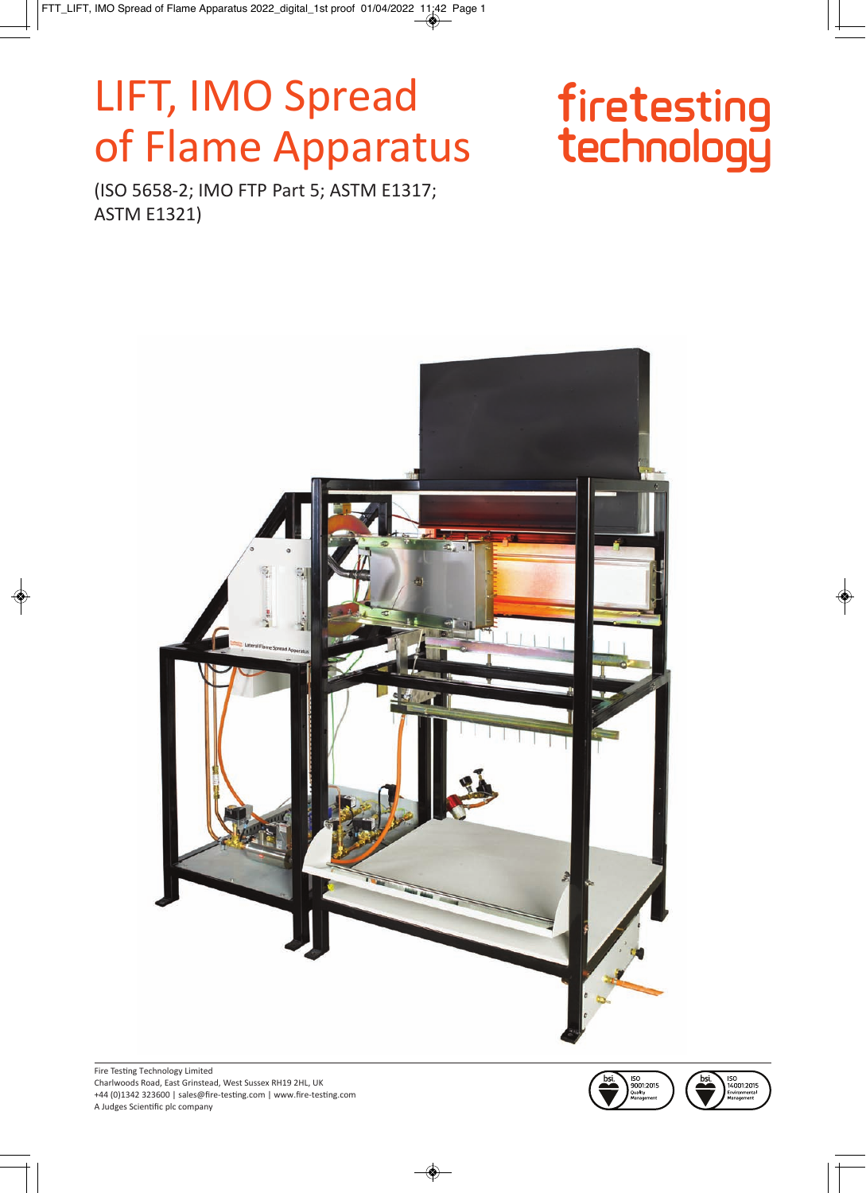# LIFT, IMO Spread of Flame Apparatus

(ISO 5658-2; IMO FTP Part 5; ASTM E1317; ASTM E1321)

firetesting technology

Fire Testing Technology Limited
Charlwoods Road, East Grinstead, West Sussex RH19 2HL, UK
+44 (0)1342 323600 | sales@fire-testing.com | www.fire-testing.com
A Judges Scientific plc company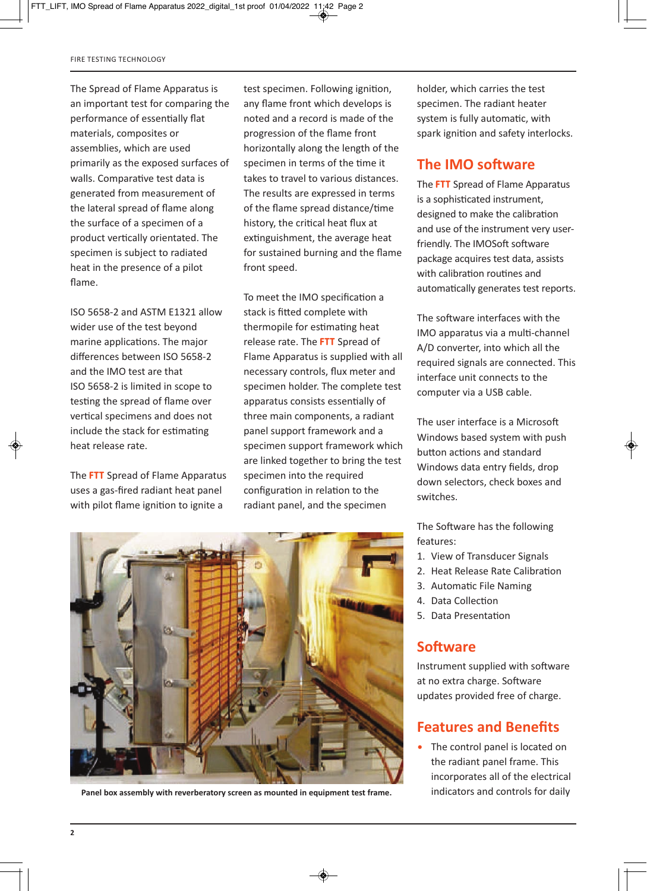The Spread of Flame Apparatus is an important test for comparing the performance of essentially flat materials, composites or assemblies, which are used primarily as the exposed surfaces of walls. Comparative test data is generated from measurement of the lateral spread of flame along the surface of a specimen of a product vertically orientated. The specimen is subject to radiated heat in the presence of a pilot flame.

ISO 5658-2 and ASTM E1321 allow wider use of the test beyond marine applications. The major differences between ISO 5658-2 and the IMO test are that ISO 5658-2 is limited in scope to testing the spread of flame over vertical specimens and does not include the stack for estimating heat release rate.

The **FTT** Spread of Flame Apparatus uses a gas-fired radiant heat panel with pilot flame ignition to ignite a test specimen. Following ignition, any flame front which develops is noted and a record is made of the progression of the flame front horizontally along the length of the specimen in terms of the time it takes to travel to various distances. The results are expressed in terms of the flame spread distance/time history, the critical heat flux at extinguishment, the average heat for sustained burning and the flame front speed.

To meet the IMO specification a stack is fitted complete with thermopile for estimating heat release rate. The **FTT** Spread of Flame Apparatus is supplied with all necessary controls, flux meter and specimen holder. The complete test apparatus consists essentially of three main components, a radiant panel support framework and a specimen support framework which are linked together to bring the test specimen into the required configuration in relation to the radiant panel, and the specimen holder, which carries the test specimen. The radiant heater system is fully automatic, with spark ignition and safety interlocks.

Panel box assembly with reverberatory screen as mounted in equipment test frame.

## The IMO software

The **FTT** Spread of Flame Apparatus is a sophisticated instrument, designed to make the calibration and use of the instrument very user-friendly. The IMOSoft software package acquires test data, assists with calibration routines and automatically generates test reports.

The software interfaces with the IMO apparatus via a multi-channel A/D converter, into which all the required signals are connected. This interface unit connects to the computer via a USB cable.

The user interface is a Microsoft Windows based system with push button actions and standard Windows data entry fields, drop down selectors, check boxes and switches.

The Software has the following features:

1. View of Transducer Signals
2. Heat Release Rate Calibration
3. Automatic File Naming
4. Data Collection
5. Data Presentation

## Software

Instrument supplied with software at no extra charge. Software updates provided free of charge.

## Features and Benefits

- The control panel is located on the radiant panel frame. This incorporates all of the electrical indicators and controls for daily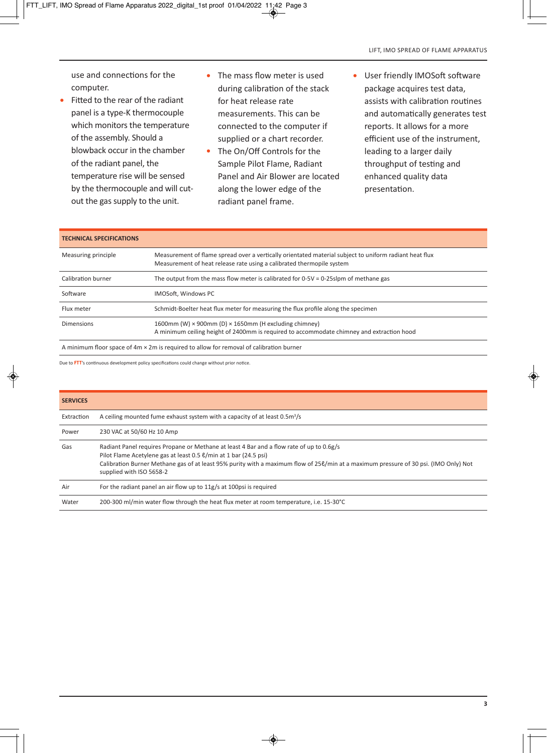use and connections for the computer.

- Fitted to the rear of the radiant panel is a type-K thermocouple which monitors the temperature of the assembly. Should a blowback occur in the chamber of the radiant panel, the temperature rise will be sensed by the thermocouple and will cut-out the gas supply to the unit.
- The mass flow meter is used during calibration of the stack for heat release rate measurements. This can be connected to the computer if supplied or a chart recorder.
- The On/Off Controls for the Sample Pilot Flame, Radiant Panel and Air Blower are located along the lower edge of the radiant panel frame.
- User friendly IMOSoft software package acquires test data, assists with calibration routines and automatically generates test reports. It allows for a more efficient use of the instrument, leading to a larger daily throughput of testing and enhanced quality data presentation.

| TECHNICAL SPECIFICATIONS | |
|---|---|
| Measuring principle | Measurement of flame spread over a vertically orientated material subject to uniform radiant heat flux<br>Measurement of heat release rate using a calibrated thermopile system |
| Calibration burner | The output from the mass flow meter is calibrated for 0-5V = 0-25slpm of methane gas |
| Software | IMOSoft, Windows PC |
| Flux meter | Schmidt-Boelter heat flux meter for measuring the flux profile along the specimen |
| Dimensions | 1600mm (W) × 900mm (D) × 1650mm (H excluding chimney)<br>A minimum ceiling height of 2400mm is required to accommodate chimney and extraction hood |
| A minimum floor space of 4m × 2m is required to allow for removal of calibration burner | |

Due to FTT's continuous development policy specifications could change without prior notice.

| SERVICES | |
|---|---|
| Extraction | A ceiling mounted fume exhaust system with a capacity of at least 0.5m³/s |
| Power | 230 VAC at 50/60 Hz 10 Amp |
| Gas | Radiant Panel requires Propane or Methane at least 4 Bar and a flow rate of up to 0.6g/s<br>Pilot Flame Acetylene gas at least 0.5 ℓ/min at 1 bar (24.5 psi)<br>Calibration Burner Methane gas of at least 95% purity with a maximum flow of 25ℓ/min at a maximum pressure of 30 psi. (IMO Only) Not supplied with ISO 5658-2 |
| Air | For the radiant panel an air flow up to 11g/s at 100psi is required |
| Water | 200-300 ml/min water flow through the heat flux meter at room temperature, i.e. 15-30°C |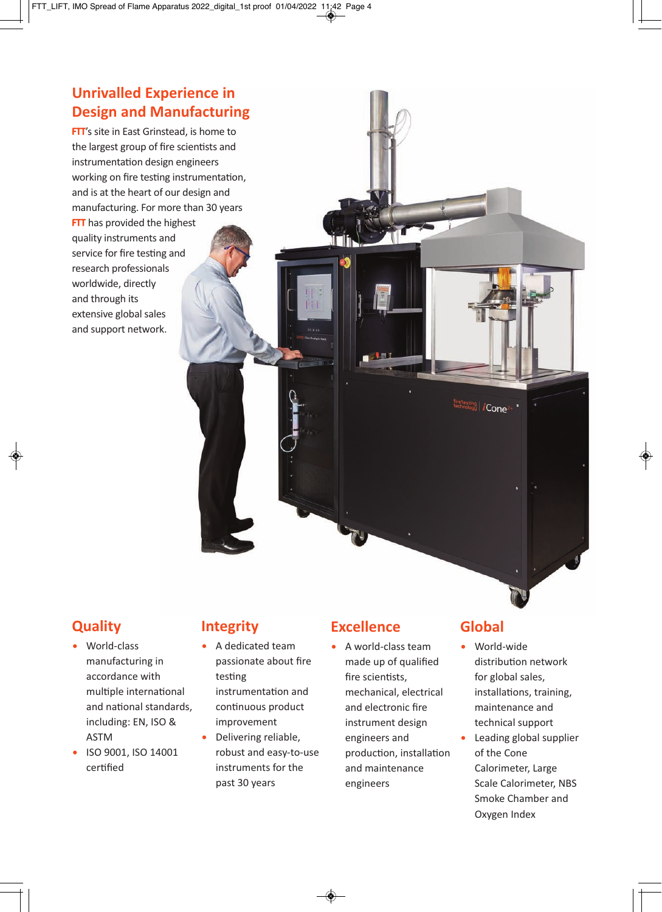## Unrivalled Experience in Design and Manufacturing

FTT's site in East Grinstead, is home to the largest group of fire scientists and instrumentation design engineers working on fire testing instrumentation, and is at the heart of our design and manufacturing. For more than 30 years FTT has provided the highest quality instruments and service for fire testing and research professionals worldwide, directly and through its extensive global sales and support network.

## Quality

- World-class manufacturing in accordance with multiple international and national standards, including: EN, ISO & ASTM
- ISO 9001, ISO 14001 certified

## Integrity

- A dedicated team passionate about fire testing instrumentation and continuous product improvement
- Delivering reliable, robust and easy-to-use instruments for the past 30 years

## Excellence

- A world-class team made up of qualified fire scientists, mechanical, electrical and electronic fire instrument design engineers and production, installation and maintenance engineers

## Global

- World-wide distribution network for global sales, installations, training, maintenance and technical support
- Leading global supplier of the Cone Calorimeter, Large Scale Calorimeter, NBS Smoke Chamber and Oxygen Index